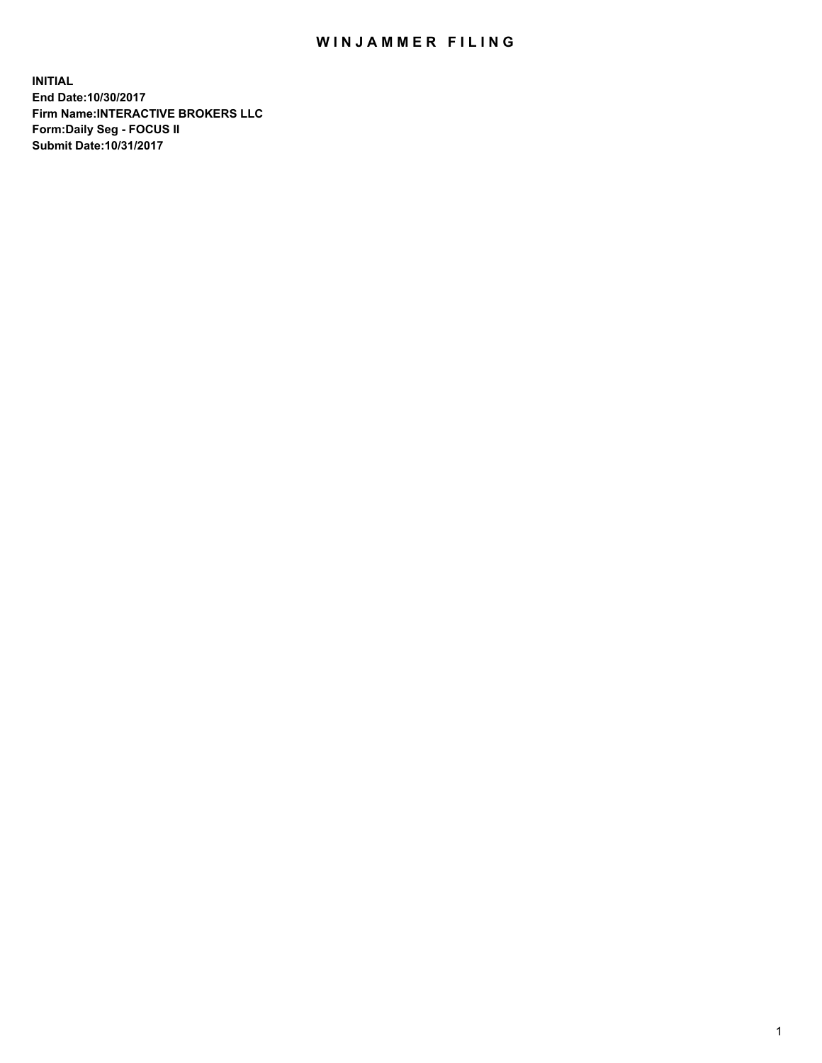# WINJAMMER FILING

**INITIAL**
**End Date:10/30/2017**
**Firm Name:INTERACTIVE BROKERS LLC**
**Form:Daily Seg - FOCUS II**
**Submit Date:10/31/2017**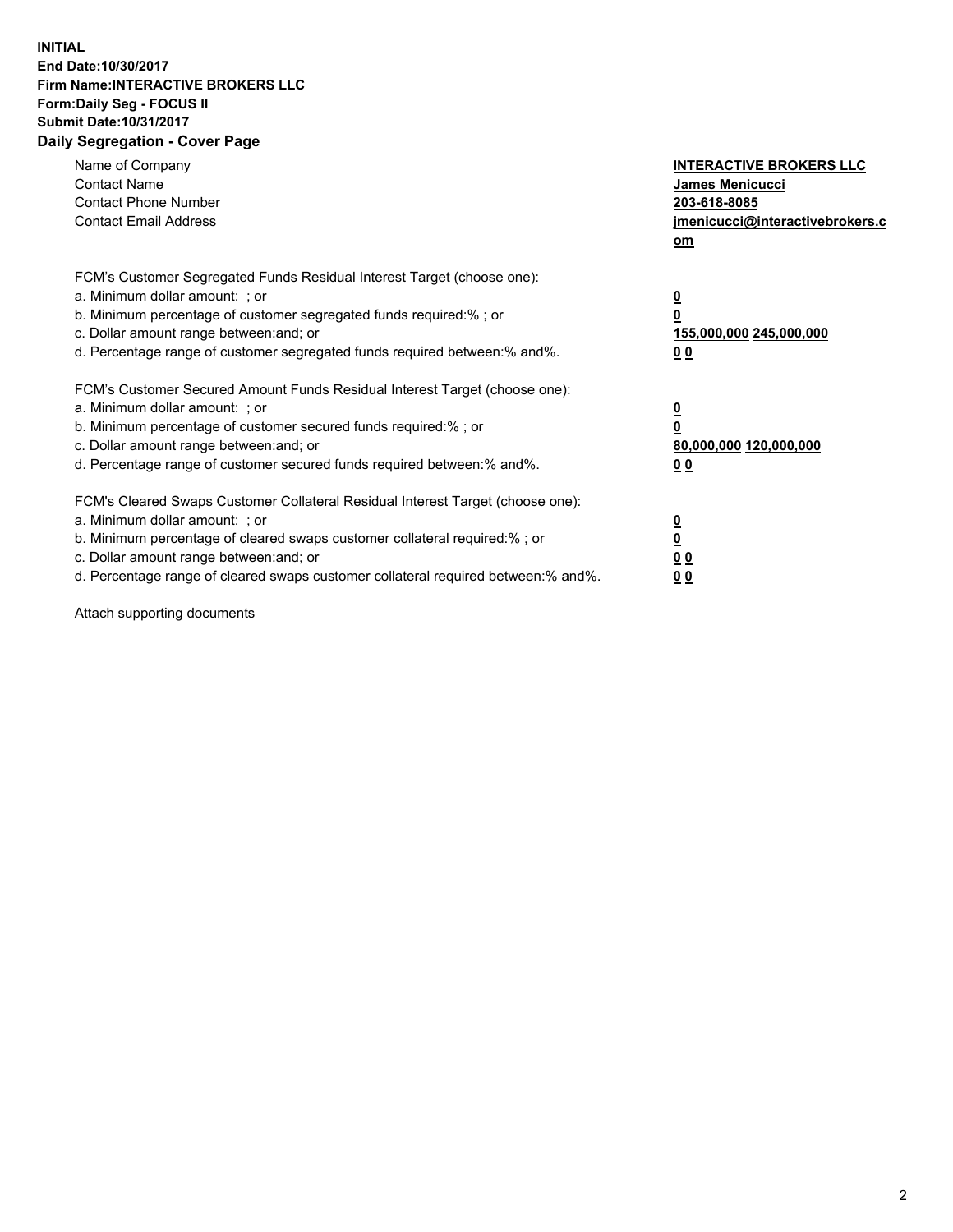**INITIAL**
**End Date:10/30/2017**
**Firm Name:INTERACTIVE BROKERS LLC**
**Form:Daily Seg - FOCUS II**
**Submit Date:10/31/2017**
**Daily Segregation - Cover Page**

| | |
|---|---|
| Name of Company | **INTERACTIVE BROKERS LLC** |
| Contact Name | **James Menicucci** |
| Contact Phone Number | **203-618-8085** |
| Contact Email Address | **jmenicucci@interactivebrokers.com** |

| | |
|---|---|
| FCM's Customer Segregated Funds Residual Interest Target (choose one): | |
| a. Minimum dollar amount: ; or | **0** |
| b. Minimum percentage of customer segregated funds required:% ; or | **0** |
| c. Dollar amount range between:and; or | **155,000,000 245,000,000** |
| d. Percentage range of customer segregated funds required between:% and%. | **0 0** |
| FCM's Customer Secured Amount Funds Residual Interest Target (choose one): | |
| a. Minimum dollar amount: ; or | **0** |
| b. Minimum percentage of customer secured funds required:% ; or | **0** |
| c. Dollar amount range between:and; or | **80,000,000 120,000,000** |
| d. Percentage range of customer secured funds required between:% and%. | **0 0** |
| FCM's Cleared Swaps Customer Collateral Residual Interest Target (choose one): | |
| a. Minimum dollar amount: ; or | **0** |
| b. Minimum percentage of cleared swaps customer collateral required:% ; or | **0** |
| c. Dollar amount range between:and; or | **0 0** |
| d. Percentage range of cleared swaps customer collateral required between:% and%. | **0 0** |

Attach supporting documents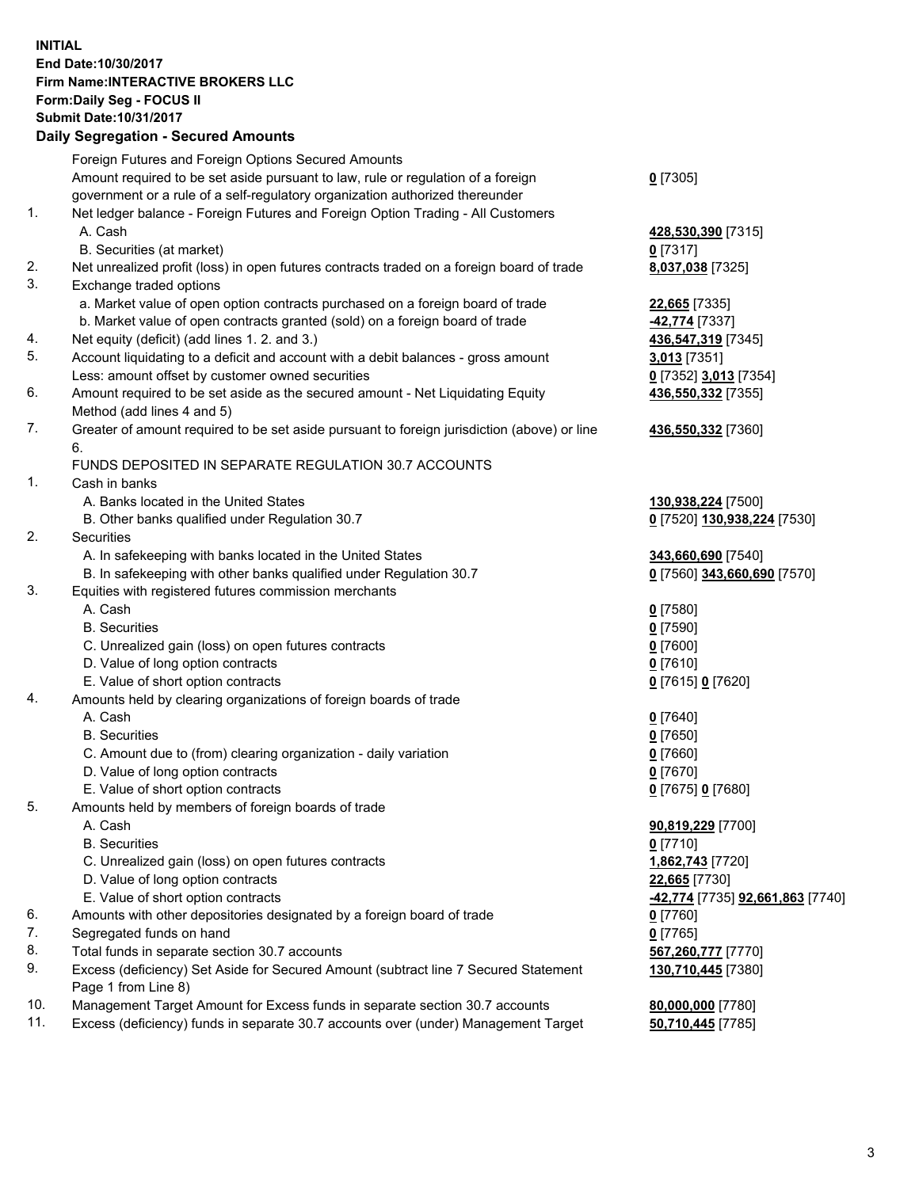**INITIAL**
**End Date:10/30/2017**
**Firm Name:INTERACTIVE BROKERS LLC**
**Form:Daily Seg - FOCUS II**
**Submit Date:10/31/2017**
**Daily Segregation - Secured Amounts**

| | | |
|---|---|---|
| | Foreign Futures and Foreign Options Secured Amounts | |
| | Amount required to be set aside pursuant to law, rule or regulation of a foreign government or a rule of a self-regulatory organization authorized thereunder | **0** [7305] |
| 1. | Net ledger balance - Foreign Futures and Foreign Option Trading - All Customers | |
| | A. Cash | **428,530,390** [7315] |
| | B. Securities (at market) | **0** [7317] |
| 2. | Net unrealized profit (loss) in open futures contracts traded on a foreign board of trade | **8,037,038** [7325] |
| 3. | Exchange traded options | |
| | a. Market value of open option contracts purchased on a foreign board of trade | **22,665** [7335] |
| | b. Market value of open contracts granted (sold) on a foreign board of trade | **-42,774** [7337] |
| 4. | Net equity (deficit) (add lines 1. 2. and 3.) | **436,547,319** [7345] |
| 5. | Account liquidating to a deficit and account with a debit balances - gross amount | **3,013** [7351] |
| | Less: amount offset by customer owned securities | **0** [7352] **3,013** [7354] |
| 6. | Amount required to be set aside as the secured amount - Net Liquidating Equity Method (add lines 4 and 5) | **436,550,332** [7355] |
| 7. | Greater of amount required to be set aside pursuant to foreign jurisdiction (above) or line 6. | **436,550,332** [7360] |
| | FUNDS DEPOSITED IN SEPARATE REGULATION 30.7 ACCOUNTS | |
| 1. | Cash in banks | |
| | A. Banks located in the United States | **130,938,224** [7500] |
| | B. Other banks qualified under Regulation 30.7 | **0** [7520] **130,938,224** [7530] |
| 2. | Securities | |
| | A. In safekeeping with banks located in the United States | **343,660,690** [7540] |
| | B. In safekeeping with other banks qualified under Regulation 30.7 | **0** [7560] **343,660,690** [7570] |
| 3. | Equities with registered futures commission merchants | |
| | A. Cash | **0** [7580] |
| | B. Securities | **0** [7590] |
| | C. Unrealized gain (loss) on open futures contracts | **0** [7600] |
| | D. Value of long option contracts | **0** [7610] |
| | E. Value of short option contracts | **0** [7615] **0** [7620] |
| 4. | Amounts held by clearing organizations of foreign boards of trade | |
| | A. Cash | **0** [7640] |
| | B. Securities | **0** [7650] |
| | C. Amount due to (from) clearing organization - daily variation | **0** [7660] |
| | D. Value of long option contracts | **0** [7670] |
| | E. Value of short option contracts | **0** [7675] **0** [7680] |
| 5. | Amounts held by members of foreign boards of trade | |
| | A. Cash | **90,819,229** [7700] |
| | B. Securities | **0** [7710] |
| | C. Unrealized gain (loss) on open futures contracts | **1,862,743** [7720] |
| | D. Value of long option contracts | **22,665** [7730] |
| | E. Value of short option contracts | **-42,774** [7735] **92,661,863** [7740] |
| 6. | Amounts with other depositories designated by a foreign board of trade | **0** [7760] |
| 7. | Segregated funds on hand | **0** [7765] |
| 8. | Total funds in separate section 30.7 accounts | **567,260,777** [7770] |
| 9. | Excess (deficiency) Set Aside for Secured Amount (subtract line 7 Secured Statement Page 1 from Line 8) | **130,710,445** [7380] |
| 10. | Management Target Amount for Excess funds in separate section 30.7 accounts | **80,000,000** [7780] |
| 11. | Excess (deficiency) funds in separate 30.7 accounts over (under) Management Target | **50,710,445** [7785] |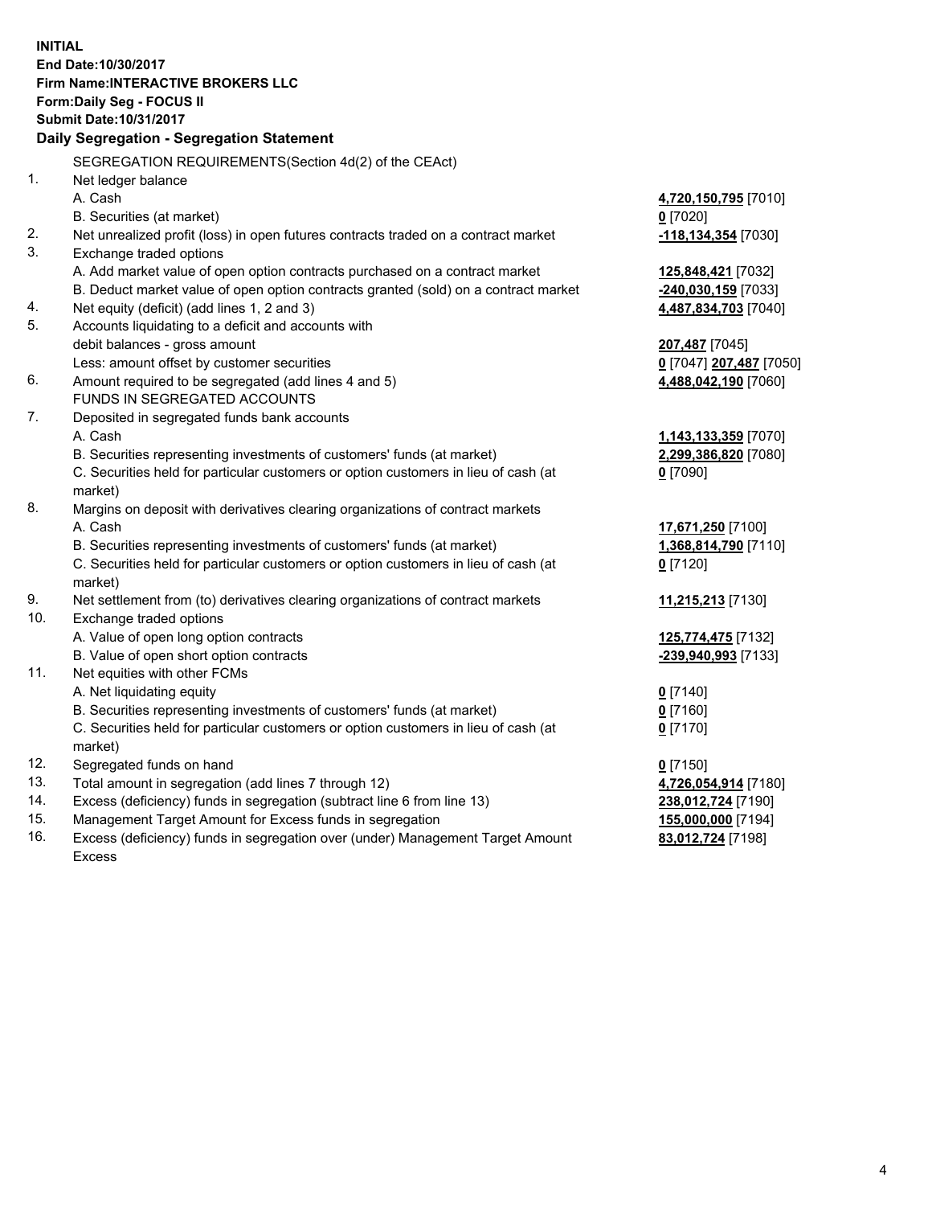**INITIAL**
**End Date:10/30/2017**
**Firm Name:INTERACTIVE BROKERS LLC**
**Form:Daily Seg - FOCUS II**
**Submit Date:10/31/2017**

## Daily Segregation - Segregation Statement

SEGREGATION REQUIREMENTS(Section 4d(2) of the CEAct)

| | | |
|---|---|---|
| 1. | Net ledger balance | |
| | A. Cash | **4,720,150,795** [7010] |
| | B. Securities (at market) | **0** [7020] |
| 2. | Net unrealized profit (loss) in open futures contracts traded on a contract market | **-118,134,354** [7030] |
| 3. | Exchange traded options | |
| | A. Add market value of open option contracts purchased on a contract market | **125,848,421** [7032] |
| | B. Deduct market value of open option contracts granted (sold) on a contract market | **-240,030,159** [7033] |
| 4. | Net equity (deficit) (add lines 1, 2 and 3) | **4,487,834,703** [7040] |
| 5. | Accounts liquidating to a deficit and accounts with debit balances - gross amount | **207,487** [7045] |
| | Less: amount offset by customer securities | **0** [7047] **207,487** [7050] |
| 6. | Amount required to be segregated (add lines 4 and 5) | **4,488,042,190** [7060] |
| | FUNDS IN SEGREGATED ACCOUNTS | |
| 7. | Deposited in segregated funds bank accounts | |
| | A. Cash | **1,143,133,359** [7070] |
| | B. Securities representing investments of customers' funds (at market) | **2,299,386,820** [7080] |
| | C. Securities held for particular customers or option customers in lieu of cash (at market) | **0** [7090] |
| 8. | Margins on deposit with derivatives clearing organizations of contract markets | |
| | A. Cash | **17,671,250** [7100] |
| | B. Securities representing investments of customers' funds (at market) | **1,368,814,790** [7110] |
| | C. Securities held for particular customers or option customers in lieu of cash (at market) | **0** [7120] |
| 9. | Net settlement from (to) derivatives clearing organizations of contract markets | **11,215,213** [7130] |
| 10. | Exchange traded options | |
| | A. Value of open long option contracts | **125,774,475** [7132] |
| | B. Value of open short option contracts | **-239,940,993** [7133] |
| 11. | Net equities with other FCMs | |
| | A. Net liquidating equity | **0** [7140] |
| | B. Securities representing investments of customers' funds (at market) | **0** [7160] |
| | C. Securities held for particular customers or option customers in lieu of cash (at market) | **0** [7170] |
| 12. | Segregated funds on hand | **0** [7150] |
| 13. | Total amount in segregation (add lines 7 through 12) | **4,726,054,914** [7180] |
| 14. | Excess (deficiency) funds in segregation (subtract line 6 from line 13) | **238,012,724** [7190] |
| 15. | Management Target Amount for Excess funds in segregation | **155,000,000** [7194] |
| 16. | Excess (deficiency) funds in segregation over (under) Management Target Amount Excess | **83,012,724** [7198] |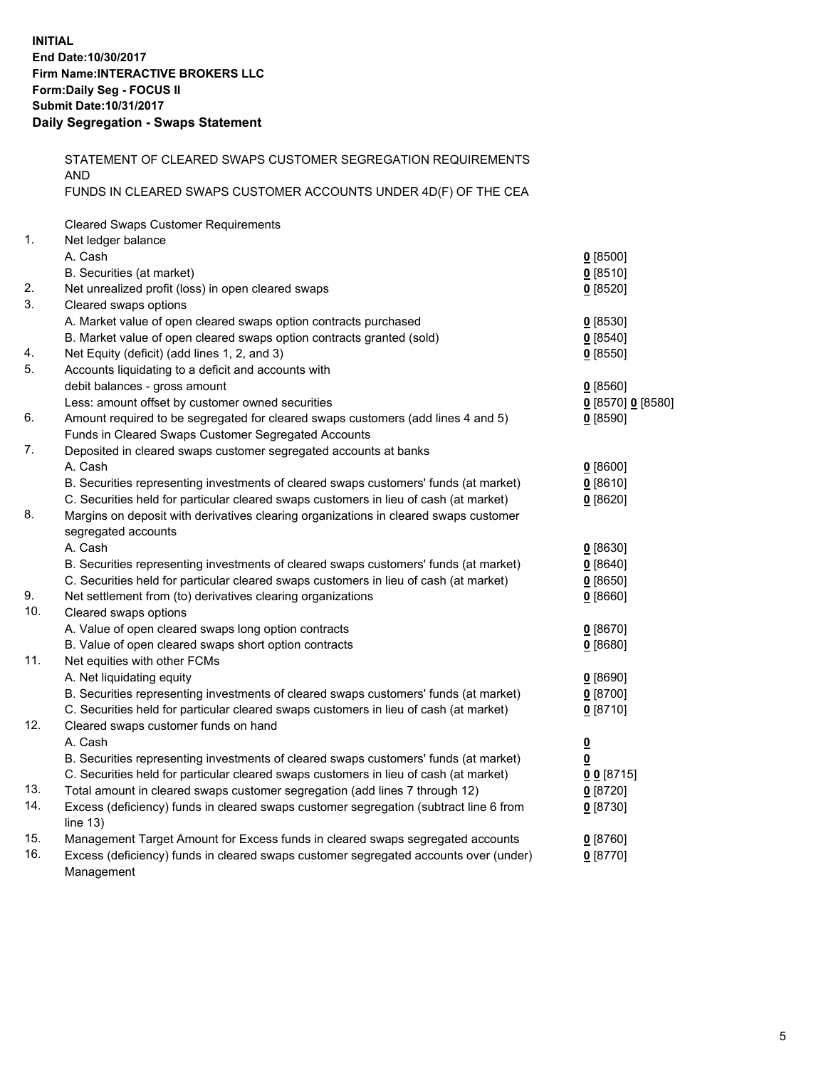**INITIAL**
**End Date:10/30/2017**
**Firm Name:INTERACTIVE BROKERS LLC**
**Form:Daily Seg - FOCUS II**
**Submit Date:10/31/2017**
**Daily Segregation - Swaps Statement**

STATEMENT OF CLEARED SWAPS CUSTOMER SEGREGATION REQUIREMENTS AND FUNDS IN CLEARED SWAPS CUSTOMER ACCOUNTS UNDER 4D(F) OF THE CEA

| | | |
|---|---|---|
| | Cleared Swaps Customer Requirements | |
| 1. | Net ledger balance | |
| | A. Cash | 0 [8500] |
| | B. Securities (at market) | 0 [8510] |
| 2. | Net unrealized profit (loss) in open cleared swaps | 0 [8520] |
| 3. | Cleared swaps options | |
| | A. Market value of open cleared swaps option contracts purchased | 0 [8530] |
| | B. Market value of open cleared swaps option contracts granted (sold) | 0 [8540] |
| 4. | Net Equity (deficit) (add lines 1, 2, and 3) | 0 [8550] |
| 5. | Accounts liquidating to a deficit and accounts with debit balances - gross amount | 0 [8560] |
| | Less: amount offset by customer owned securities | 0 [8570] 0 [8580] |
| 6. | Amount required to be segregated for cleared swaps customers (add lines 4 and 5) | 0 [8590] |
| | Funds in Cleared Swaps Customer Segregated Accounts | |
| 7. | Deposited in cleared swaps customer segregated accounts at banks | |
| | A. Cash | 0 [8600] |
| | B. Securities representing investments of cleared swaps customers' funds (at market) | 0 [8610] |
| | C. Securities held for particular cleared swaps customers in lieu of cash (at market) | 0 [8620] |
| 8. | Margins on deposit with derivatives clearing organizations in cleared swaps customer segregated accounts | |
| | A. Cash | 0 [8630] |
| | B. Securities representing investments of cleared swaps customers' funds (at market) | 0 [8640] |
| | C. Securities held for particular cleared swaps customers in lieu of cash (at market) | 0 [8650] |
| 9. | Net settlement from (to) derivatives clearing organizations | 0 [8660] |
| 10. | Cleared swaps options | |
| | A. Value of open cleared swaps long option contracts | 0 [8670] |
| | B. Value of open cleared swaps short option contracts | 0 [8680] |
| 11. | Net equities with other FCMs | |
| | A. Net liquidating equity | 0 [8690] |
| | B. Securities representing investments of cleared swaps customers' funds (at market) | 0 [8700] |
| | C. Securities held for particular cleared swaps customers in lieu of cash (at market) | 0 [8710] |
| 12. | Cleared swaps customer funds on hand | |
| | A. Cash | 0 |
| | B. Securities representing investments of cleared swaps customers' funds (at market) | 0 |
| | C. Securities held for particular cleared swaps customers in lieu of cash (at market) | 0 0 [8715] |
| 13. | Total amount in cleared swaps customer segregation (add lines 7 through 12) | 0 [8720] |
| 14. | Excess (deficiency) funds in cleared swaps customer segregation (subtract line 6 from line 13) | 0 [8730] |
| 15. | Management Target Amount for Excess funds in cleared swaps segregated accounts | 0 [8760] |
| 16. | Excess (deficiency) funds in cleared swaps customer segregated accounts over (under) Management | 0 [8770] |